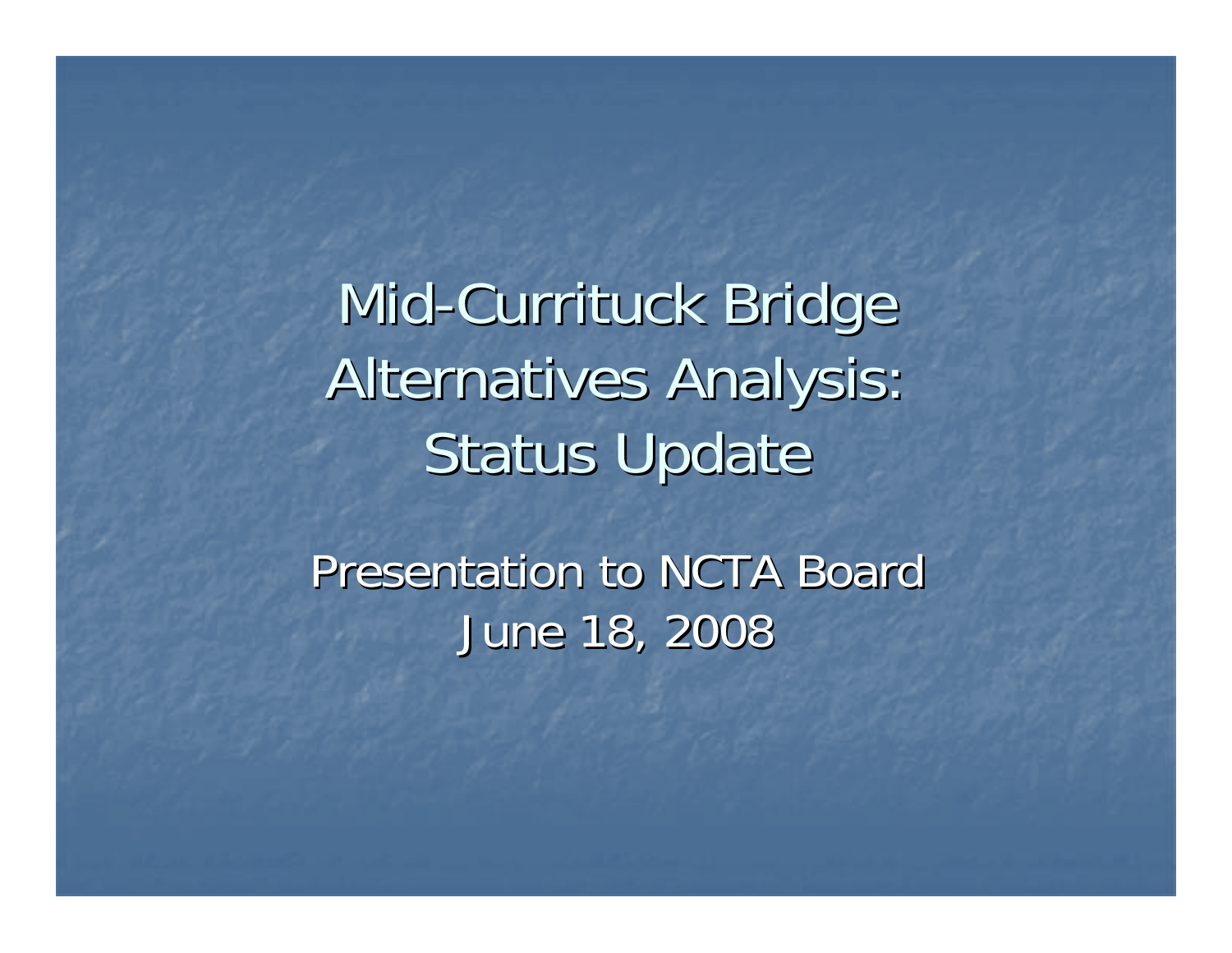# Mid-Currituck Bridge Alternatives Analysis: Status Update

Presentation to NCTA Board

June 18, 2008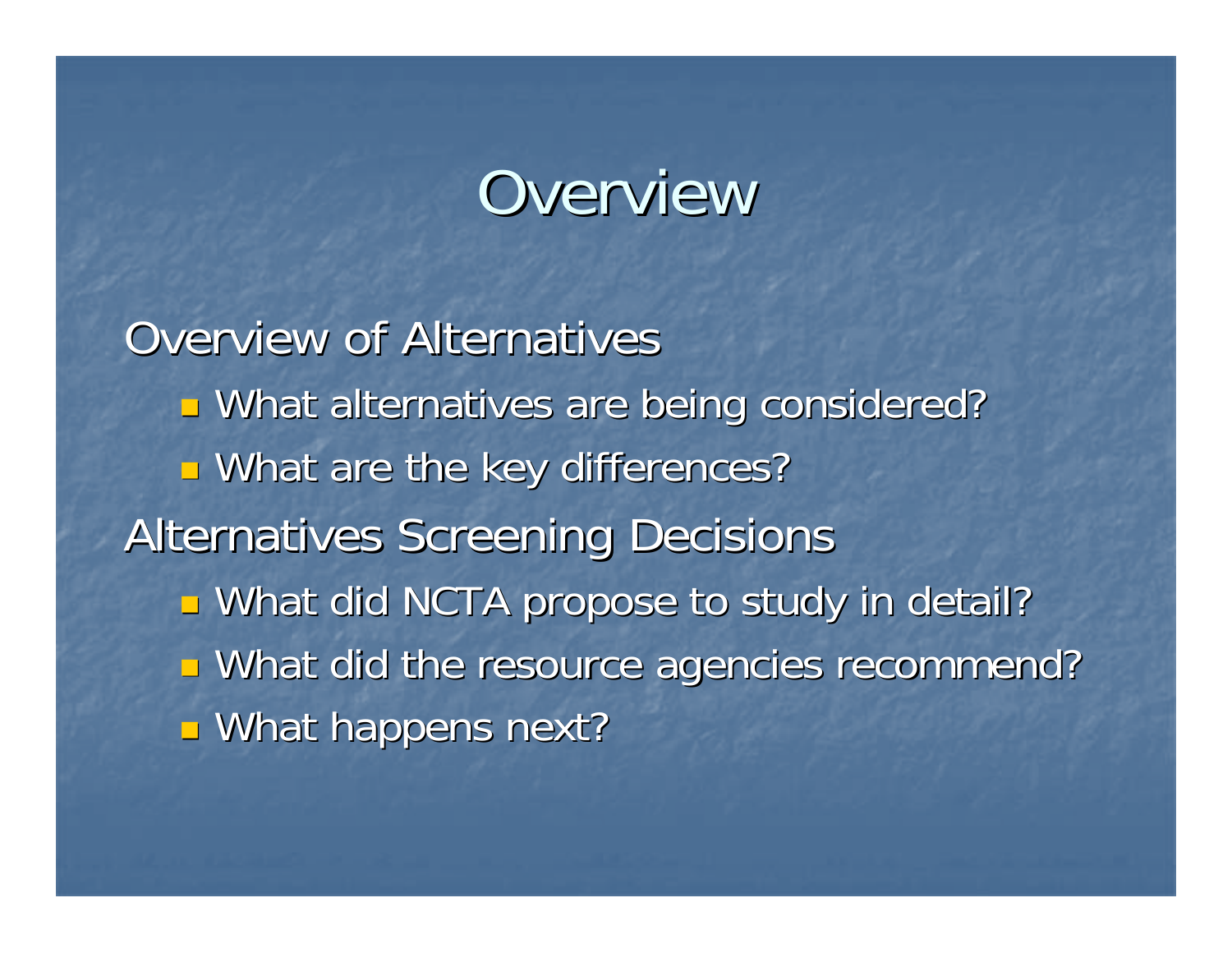# Overview

Overview of Alternatives

- What alternatives are being considered?
- What are the key differences?

Alternatives Screening Decisions

- What did NCTA propose to study in detail?
- What did the resource agencies recommend?
- What happens next?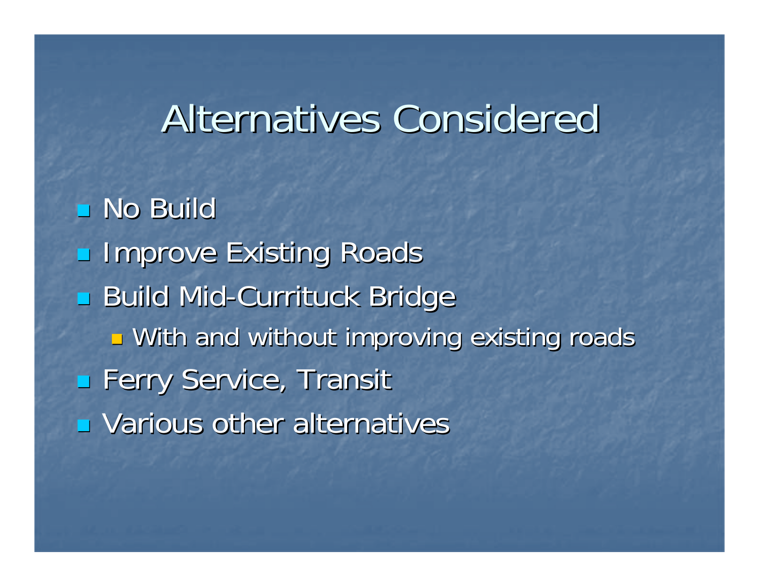# Alternatives Considered

- No Build
- Improve Existing Roads
- Build Mid-Currituck Bridge
  - With and without improving existing roads
- Ferry Service, Transit
- Various other alternatives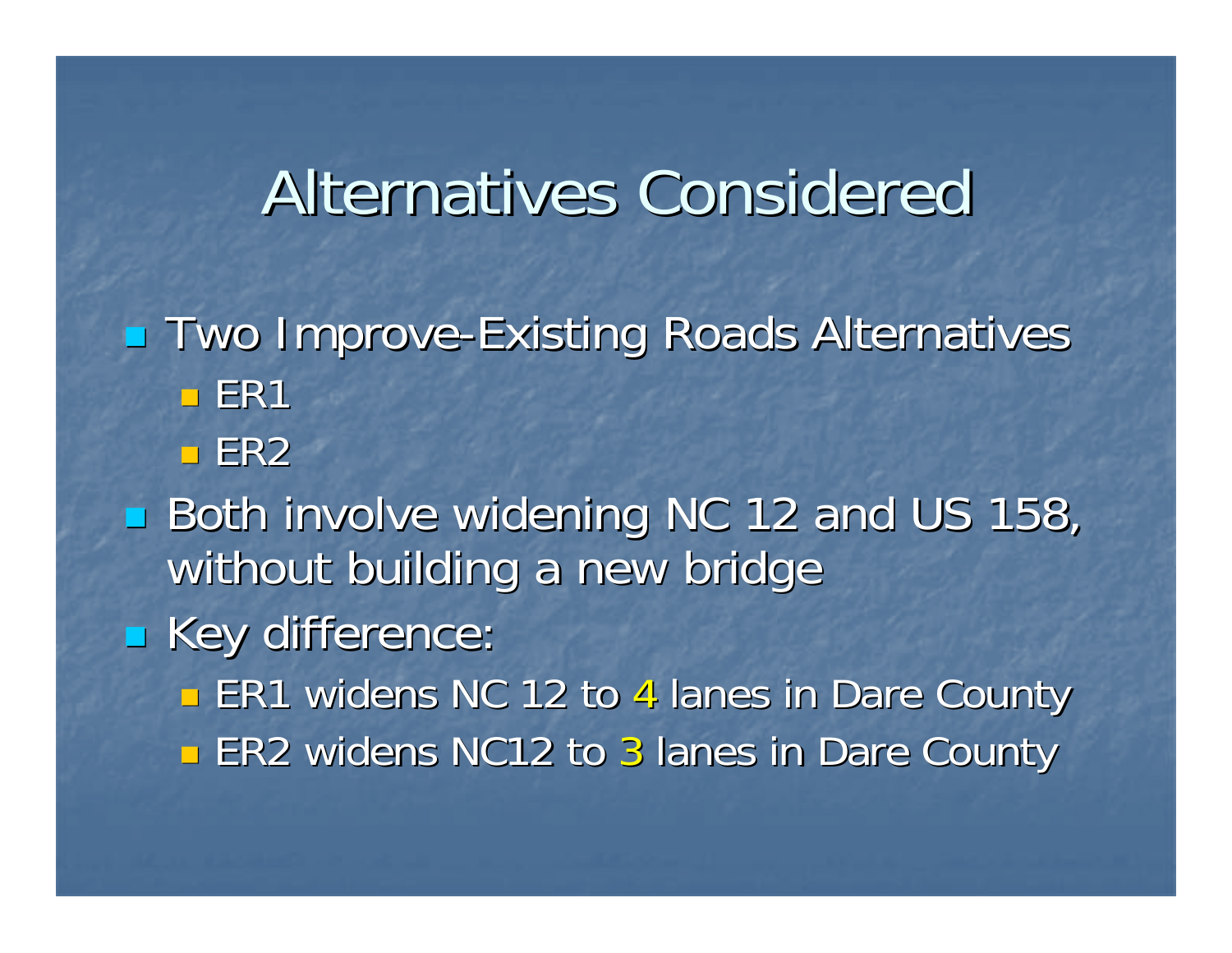# Alternatives Considered

- Two Improve-Existing Roads Alternatives
  - ER1
  - ER2
- Both involve widening NC 12 and US 158, without building a new bridge
- Key difference:
  - ER1 widens NC 12 to 4 lanes in Dare County
  - ER2 widens NC12 to 3 lanes in Dare County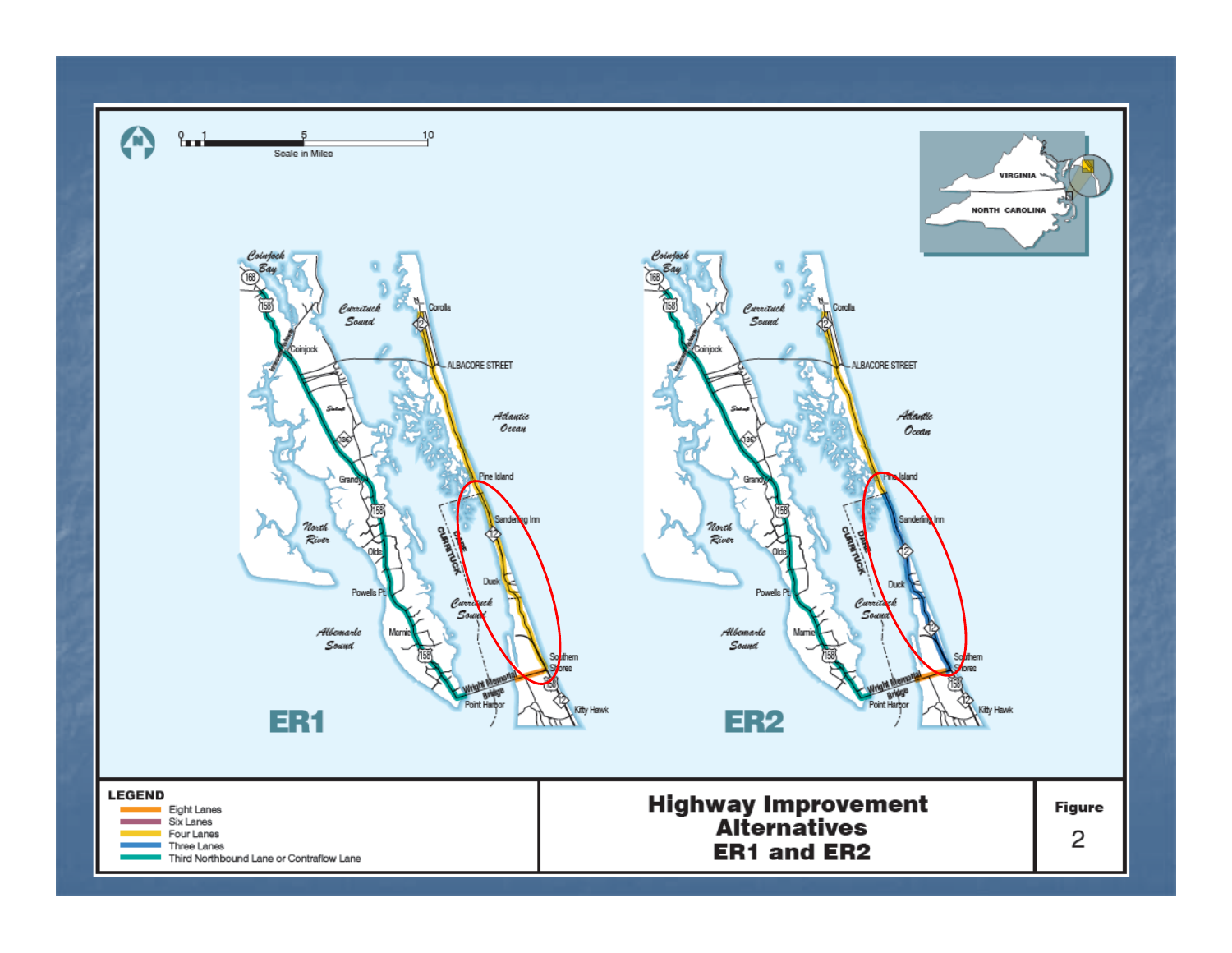## Highway Improvement Alternatives ER1 and ER2

**Figure 2**

**LEGEND**

- Eight Lanes
- Six Lanes
- Four Lanes
- Three Lanes
- Third Northbound Lane or Contraflow Lane

ER1

ER2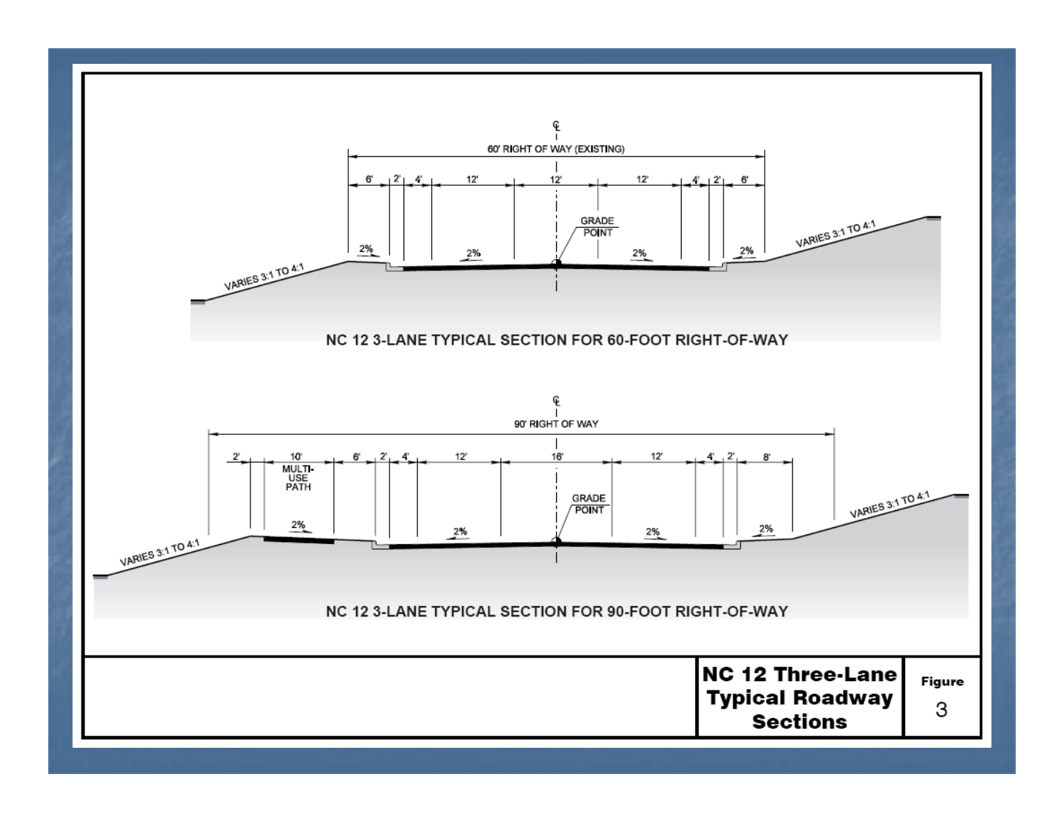NC 12 3-LANE TYPICAL SECTION FOR 60-FOOT RIGHT-OF-WAY

60' RIGHT OF WAY (EXISTING)

6' | 2' | 4' | 12' | 12' | 12' | 4' | 2' | 6'

GRADE POINT

2% | 2% | 2% | 2%

VARIES 3:1 TO 4:1 | VARIES 3:1 TO 4:1

NC 12 3-LANE TYPICAL SECTION FOR 90-FOOT RIGHT-OF-WAY

90' RIGHT OF WAY

2' | 10' MULTI-USE PATH | 6' | 2' | 4' | 12' | 16' | 12' | 4' | 2' | 8'

GRADE POINT

2% | 2% | 2% | 2%

VARIES 3:1 TO 4:1 | VARIES 3:1 TO 4:1

**NC 12 Three-Lane Typical Roadway Sections**

**Figure** 3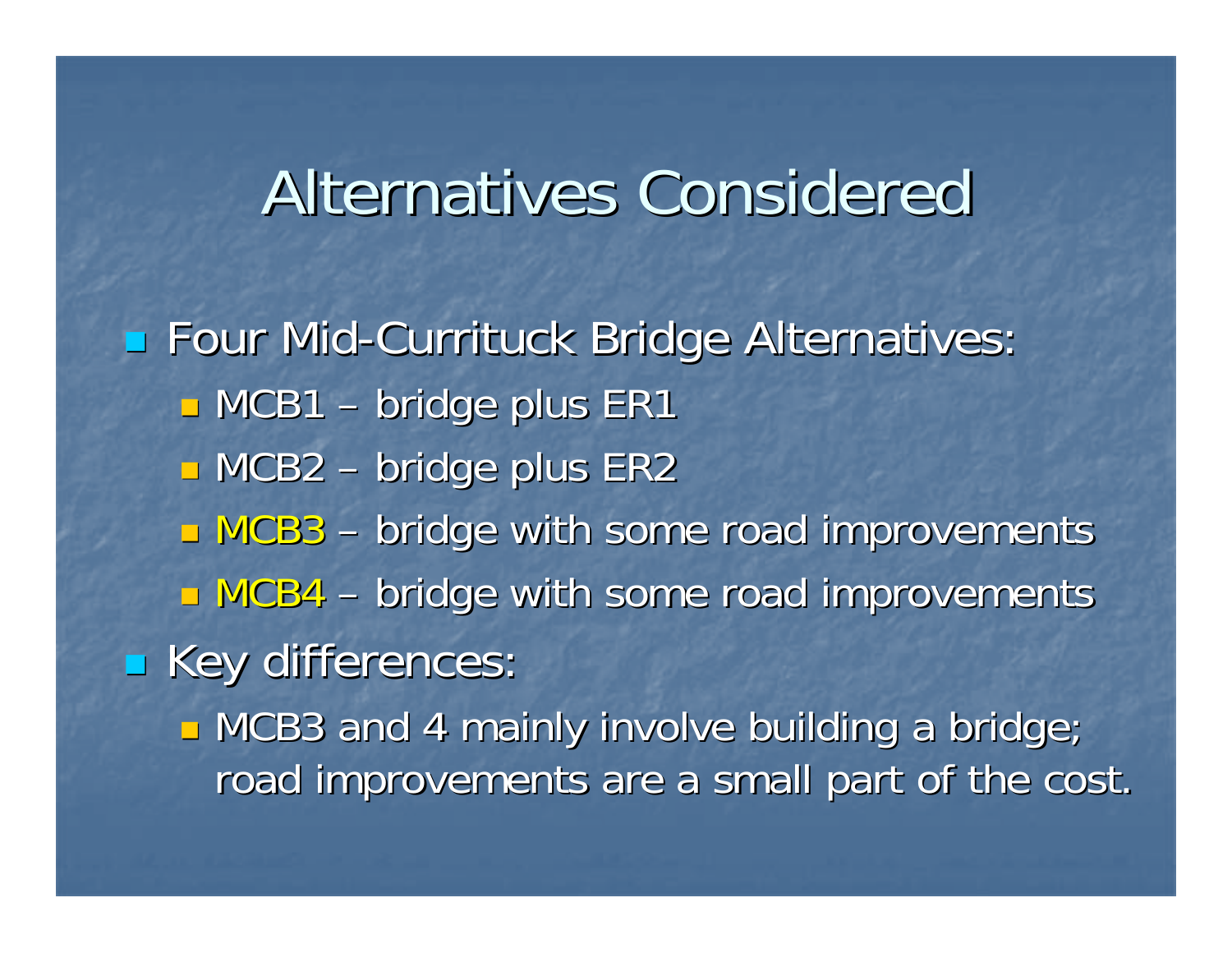# Alternatives Considered

- Four Mid-Currituck Bridge Alternatives:
  - MCB1 – bridge plus ER1
  - MCB2 – bridge plus ER2
  - MCB3 – bridge with some road improvements
  - MCB4 – bridge with some road improvements
- Key differences:
  - MCB3 and 4 mainly involve building a bridge; road improvements are a small part of the cost.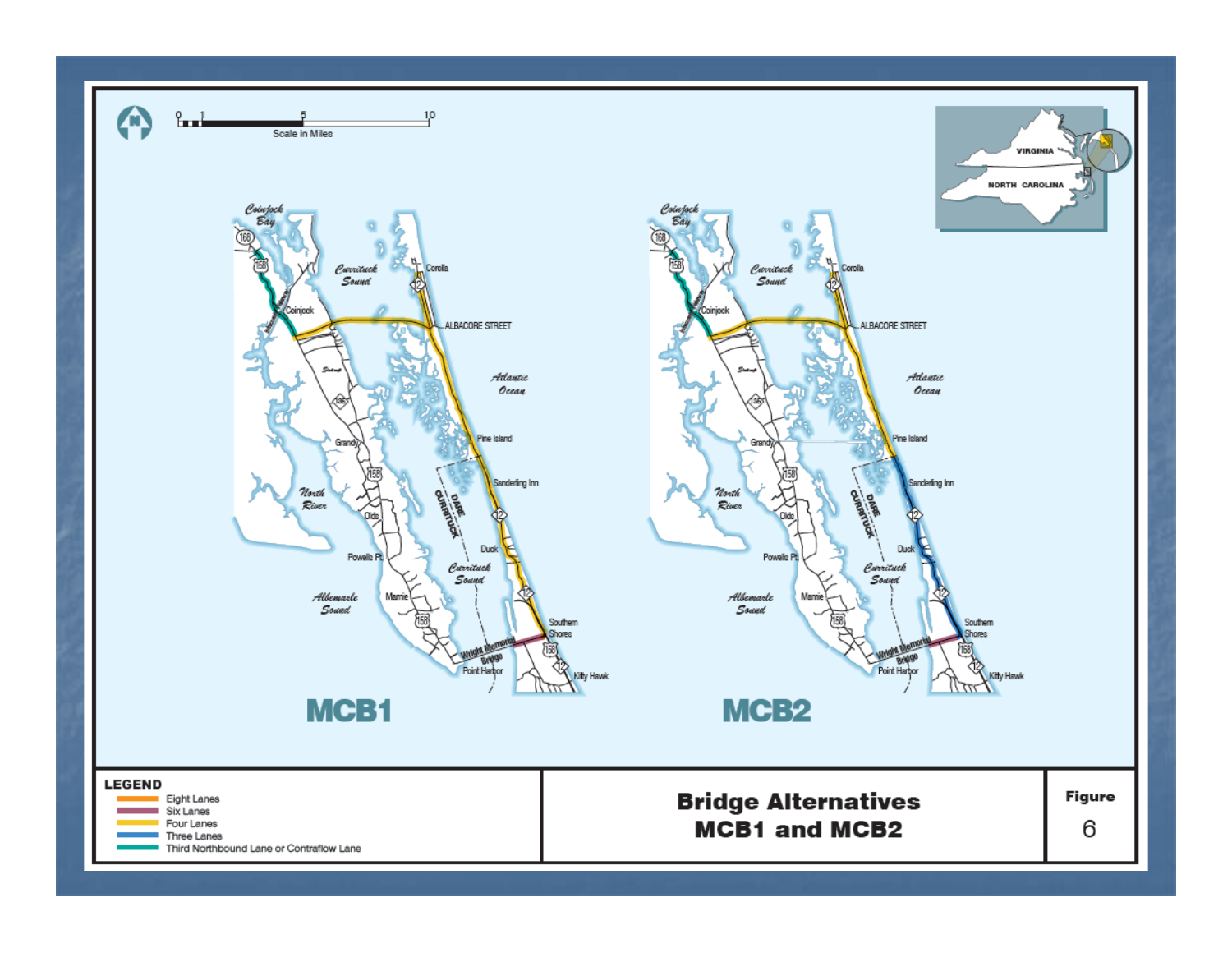**Bridge Alternatives MCB1 and MCB2**

Figure 6

**LEGEND**

- Eight Lanes
- Six Lanes
- Four Lanes
- Three Lanes
- Third Northbound Lane or Contraflow Lane

MCB1

MCB2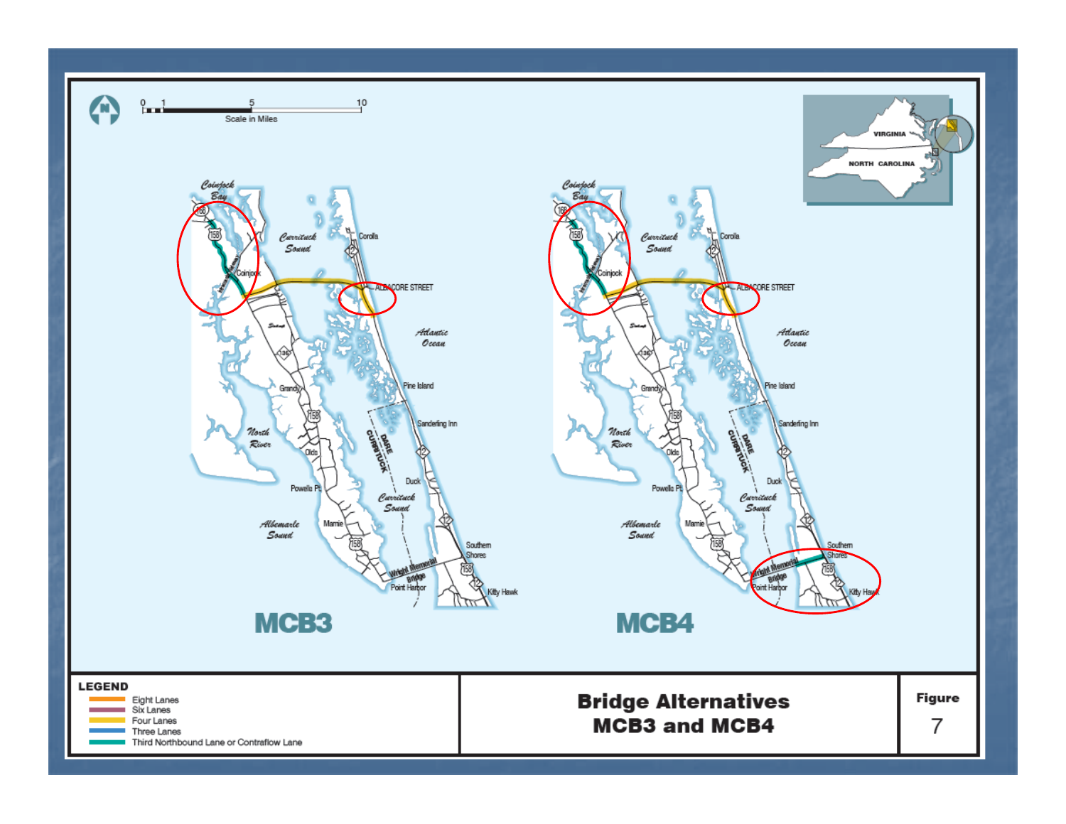## Bridge Alternatives MCB3 and MCB4

Figure 7

**LEGEND**

- Eight Lanes
- Six Lanes
- Four Lanes
- Three Lanes
- Third Northbound Lane or Contraflow Lane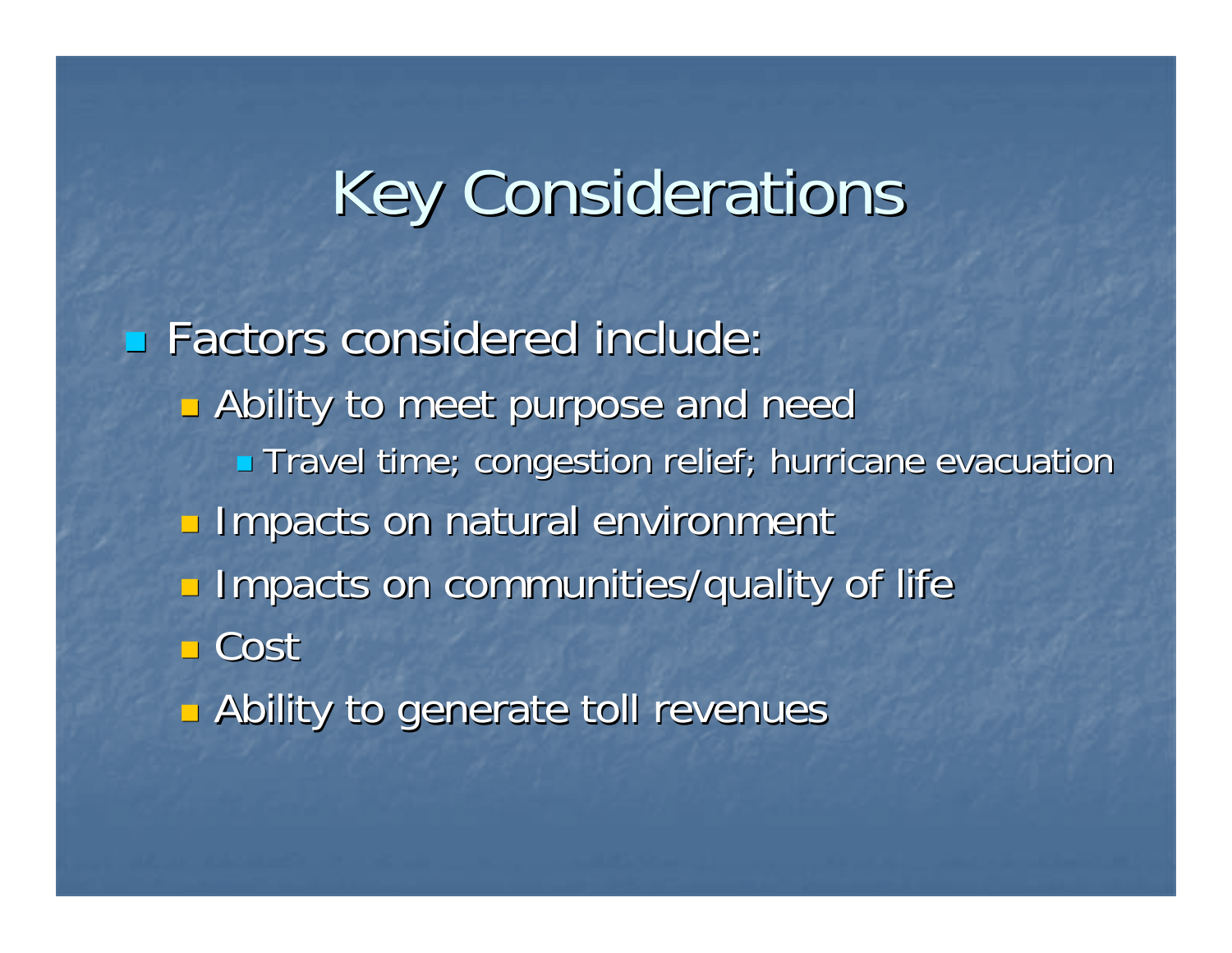# Key Considerations

- Factors considered include:
  - Ability to meet purpose and need
    - Travel time; congestion relief; hurricane evacuation
  - Impacts on natural environment
  - Impacts on communities/quality of life
  - Cost
  - Ability to generate toll revenues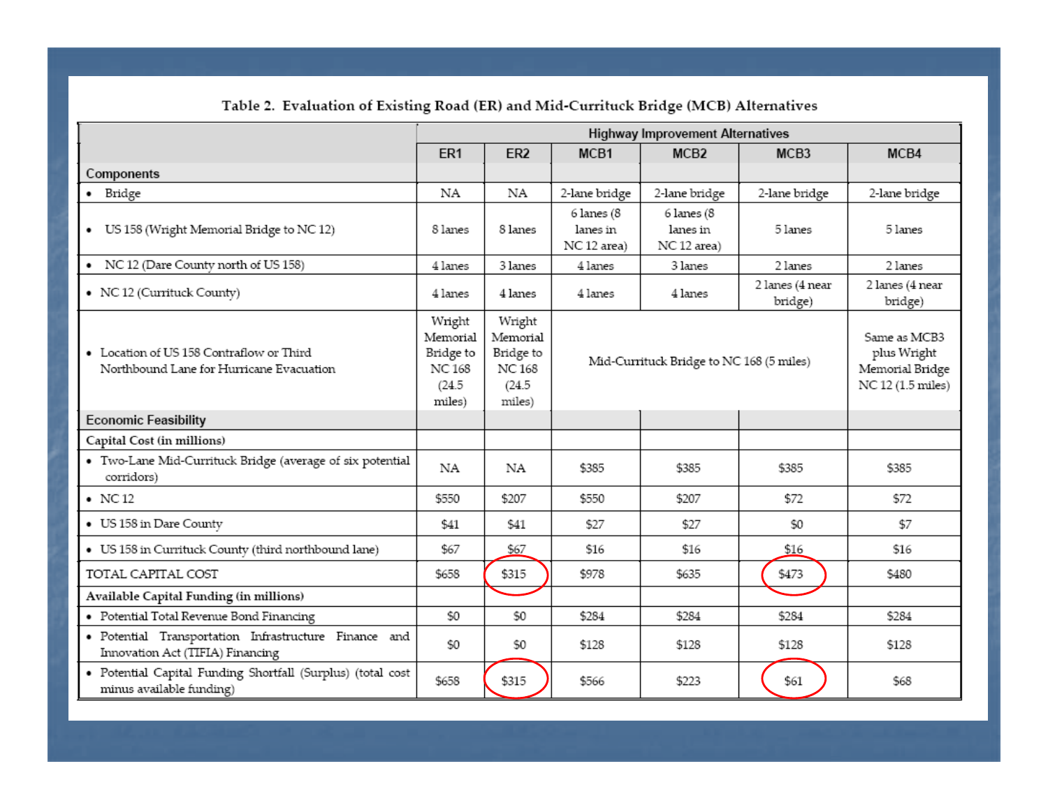**Table 2. Evaluation of Existing Road (ER) and Mid-Currituck Bridge (MCB) Alternatives**

| | Highway Improvement Alternatives | | | | | |
|---|---|---|---|---|---|---|
| | ER1 | ER2 | MCB1 | MCB2 | MCB3 | MCB4 |
| **Components** | | | | | | |
| • Bridge | NA | NA | 2-lane bridge | 2-lane bridge | 2-lane bridge | 2-lane bridge |
| • US 158 (Wright Memorial Bridge to NC 12) | 8 lanes | 8 lanes | 6 lanes (8 lanes in NC 12 area) | 6 lanes (8 lanes in NC 12 area) | 5 lanes | 5 lanes |
| • NC 12 (Dare County north of US 158) | 4 lanes | 3 lanes | 4 lanes | 3 lanes | 2 lanes | 2 lanes |
| • NC 12 (Currituck County) | 4 lanes | 4 lanes | 4 lanes | 4 lanes | 2 lanes (4 near bridge) | 2 lanes (4 near bridge) |
| • Location of US 158 Contraflow or Third Northbound Lane for Hurricane Evacuation | Wright Memorial Bridge to NC 168 (24.5 miles) | Wright Memorial Bridge to NC 168 (24.5 miles) | Mid-Currituck Bridge to NC 168 (5 miles) | | | Same as MCB3 plus Wright Memorial Bridge NC 12 (1.5 miles) |
| **Economic Feasibility** | | | | | | |
| **Capital Cost (in millions)** | | | | | | |
| • Two-Lane Mid-Currituck Bridge (average of six potential corridors) | NA | NA | $385 | $385 | $385 | $385 |
| • NC 12 | $550 | $207 | $550 | $207 | $72 | $72 |
| • US 158 in Dare County | $41 | $41 | $27 | $27 | $0 | $7 |
| • US 158 in Currituck County (third northbound lane) | $67 | $67 | $16 | $16 | $16 | $16 |
| TOTAL CAPITAL COST | $658 | $315 | $978 | $635 | $473 | $480 |
| **Available Capital Funding (in millions)** | | | | | | |
| • Potential Total Revenue Bond Financing | $0 | $0 | $284 | $284 | $284 | $284 |
| • Potential Transportation Infrastructure Finance and Innovation Act (TIFIA) Financing | $0 | $0 | $128 | $128 | $128 | $128 |
| • Potential Capital Funding Shortfall (Surplus) (total cost minus available funding) | $658 | $315 | $566 | $223 | $61 | $68 |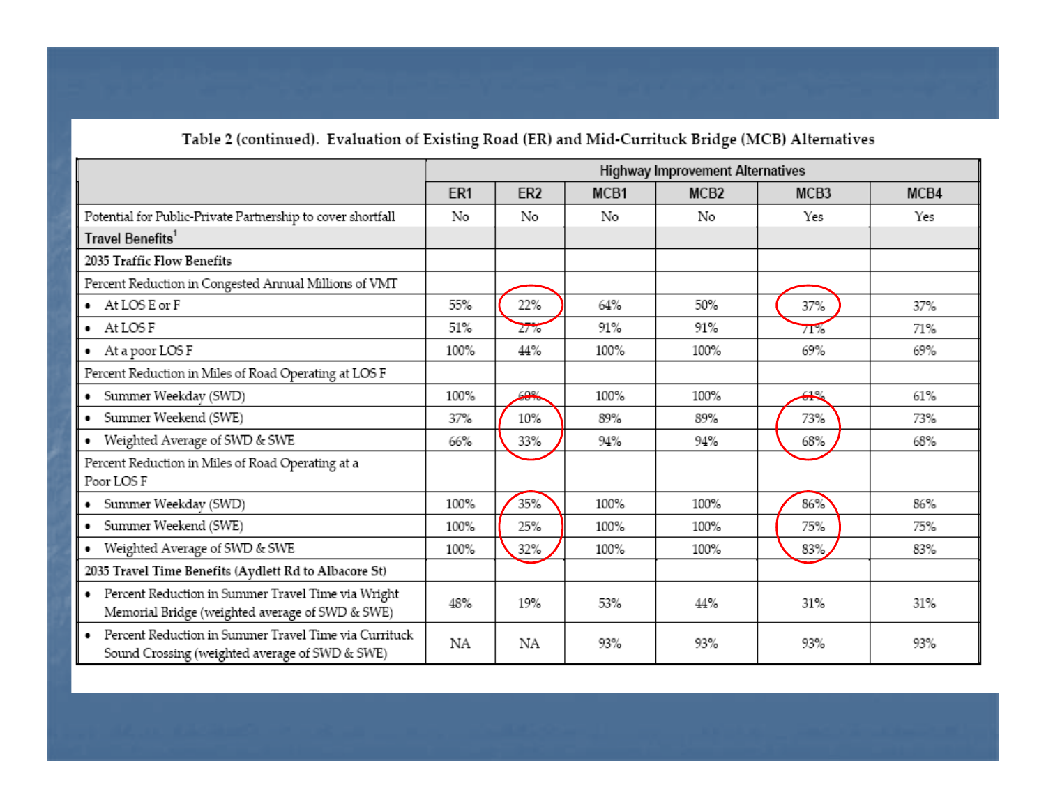Table 2 (continued). Evaluation of Existing Road (ER) and Mid-Currituck Bridge (MCB) Alternatives

| | Highway Improvement Alternatives | | | | | |
|---|---|---|---|---|---|---|
| | ER1 | ER2 | MCB1 | MCB2 | MCB3 | MCB4 |
| Potential for Public-Private Partnership to cover shortfall | No | No | No | No | Yes | Yes |
| **Travel Benefits**[1] | | | | | | |
| **2035 Traffic Flow Benefits** | | | | | | |
| Percent Reduction in Congested Annual Millions of VMT | | | | | | |
| • At LOS E or F | 55% | 22% | 64% | 50% | 37% | 37% |
| • At LOS F | 51% | 27% | 91% | 91% | 71% | 71% |
| • At a poor LOS F | 100% | 44% | 100% | 100% | 69% | 69% |
| Percent Reduction in Miles of Road Operating at LOS F | | | | | | |
| • Summer Weekday (SWD) | 100% | 60% | 100% | 100% | 61% | 61% |
| • Summer Weekend (SWE) | 37% | 10% | 89% | 89% | 73% | 73% |
| • Weighted Average of SWD & SWE | 66% | 33% | 94% | 94% | 68% | 68% |
| Percent Reduction in Miles of Road Operating at a Poor LOS F | | | | | | |
| • Summer Weekday (SWD) | 100% | 35% | 100% | 100% | 86% | 86% |
| • Summer Weekend (SWE) | 100% | 25% | 100% | 100% | 75% | 75% |
| • Weighted Average of SWD & SWE | 100% | 32% | 100% | 100% | 83% | 83% |
| **2035 Travel Time Benefits (Aydlett Rd to Albacore St)** | | | | | | |
| • Percent Reduction in Summer Travel Time via Wright Memorial Bridge (weighted average of SWD & SWE) | 48% | 19% | 53% | 44% | 31% | 31% |
| • Percent Reduction in Summer Travel Time via Currituck Sound Crossing (weighted average of SWD & SWE) | NA | NA | 93% | 93% | 93% | 93% |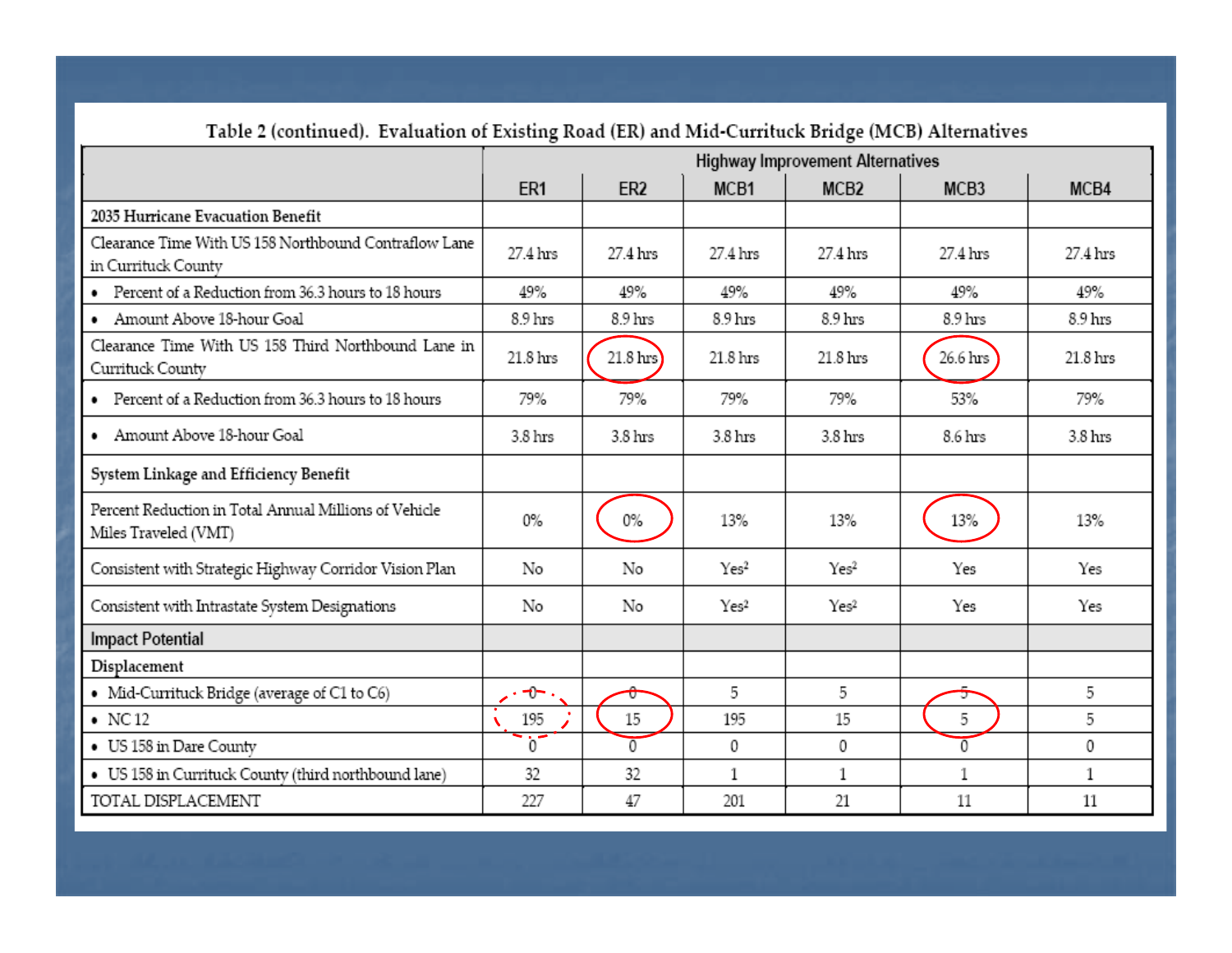Table 2 (continued). Evaluation of Existing Road (ER) and Mid-Currituck Bridge (MCB) Alternatives

| | Highway Improvement Alternatives | | | | | |
|---|---|---|---|---|---|---|
| | ER1 | ER2 | MCB1 | MCB2 | MCB3 | MCB4 |
| **2035 Hurricane Evacuation Benefit** | | | | | | |
| Clearance Time With US 158 Northbound Contraflow Lane in Currituck County | 27.4 hrs | 27.4 hrs | 27.4 hrs | 27.4 hrs | 27.4 hrs | 27.4 hrs |
| • Percent of a Reduction from 36.3 hours to 18 hours | 49% | 49% | 49% | 49% | 49% | 49% |
| • Amount Above 18-hour Goal | 8.9 hrs | 8.9 hrs | 8.9 hrs | 8.9 hrs | 8.9 hrs | 8.9 hrs |
| Clearance Time With US 158 Third Northbound Lane in Currituck County | 21.8 hrs | 21.8 hrs | 21.8 hrs | 21.8 hrs | 26.6 hrs | 21.8 hrs |
| • Percent of a Reduction from 36.3 hours to 18 hours | 79% | 79% | 79% | 79% | 53% | 79% |
| • Amount Above 18-hour Goal | 3.8 hrs | 3.8 hrs | 3.8 hrs | 3.8 hrs | 8.6 hrs | 3.8 hrs |
| **System Linkage and Efficiency Benefit** | | | | | | |
| Percent Reduction in Total Annual Millions of Vehicle Miles Traveled (VMT) | 0% | 0% | 13% | 13% | 13% | 13% |
| Consistent with Strategic Highway Corridor Vision Plan | No | No | Yes[2] | Yes[2] | Yes | Yes |
| Consistent with Intrastate System Designations | No | No | Yes[2] | Yes[2] | Yes | Yes |
| **Impact Potential** | | | | | | |
| **Displacement** | | | | | | |
| • Mid-Currituck Bridge (average of C1 to C6) | ~~0~~ | ~~0~~ | 5 | 5 | ~~5~~ | 5 |
| • NC 12 | 195 | 15 | 195 | 15 | 5 | 5 |
| • US 158 in Dare County | 0 | 0 | 0 | 0 | 0 | 0 |
| • US 158 in Currituck County (third northbound lane) | 32 | 32 | 1 | 1 | 1 | 1 |
| TOTAL DISPLACEMENT | 227 | 47 | 201 | 21 | 11 | 11 |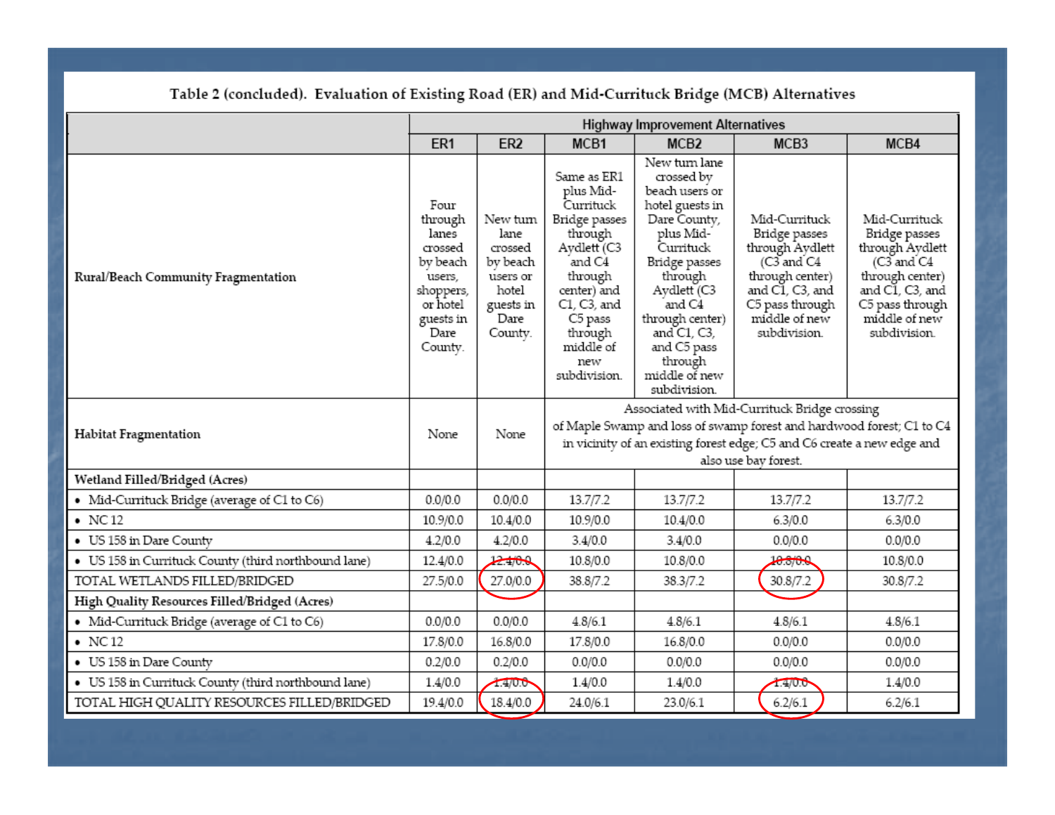Table 2 (concluded). Evaluation of Existing Road (ER) and Mid-Currituck Bridge (MCB) Alternatives

| | Highway Improvement Alternatives | | | | | |
|---|---|---|---|---|---|---|
| | ER1 | ER2 | MCB1 | MCB2 | MCB3 | MCB4 |
| Rural/Beach Community Fragmentation | Four through lanes crossed by beach users, shoppers, or hotel guests in Dare County. | New turn lane crossed by beach users or hotel guests in Dare County. | Same as ER1 plus Mid-Currituck Bridge passes through Aydlett (C3 and C4 through center) and C1, C3, and C5 pass through middle of new subdivision. | New turn lane crossed by beach users or hotel guests in Dare County, plus Mid-Currituck Bridge passes through Aydlett (C3 and C4 through center) and C1, C3, and C5 pass through middle of new subdivision. | Mid-Currituck Bridge passes through Aydlett (C3 and C4 through center) and C1, C3, and C5 pass through middle of new subdivision. | Mid-Currituck Bridge passes through Aydlett (C3 and C4 through center) and C1, C3, and C5 pass through middle of new subdivision. |
| Habitat Fragmentation | None | None | Associated with Mid-Currituck Bridge crossing of Maple Swamp and loss of swamp forest and hardwood forest; C1 to C4 in vicinity of an existing forest edge; C5 and C6 create a new edge and also use bay forest. | | | |
| Wetland Filled/Bridged (Acres) | | | | | | |
| • Mid-Currituck Bridge (average of C1 to C6) | 0.0/0.0 | 0.0/0.0 | 13.7/7.2 | 13.7/7.2 | 13.7/7.2 | 13.7/7.2 |
| • NC 12 | 10.9/0.0 | 10.4/0.0 | 10.9/0.0 | 10.4/0.0 | 6.3/0.0 | 6.3/0.0 |
| • US 158 in Dare County | 4.2/0.0 | 4.2/0.0 | 3.4/0.0 | 3.4/0.0 | 0.0/0.0 | 0.0/0.0 |
| • US 158 in Currituck County (third northbound lane) | 12.4/0.0 | 12.4/0.0 | 10.8/0.0 | 10.8/0.0 | 10.8/0.0 | 10.8/0.0 |
| TOTAL WETLANDS FILLED/BRIDGED | 27.5/0.0 | 27.0/0.0 | 38.8/7.2 | 38.3/7.2 | 30.8/7.2 | 30.8/7.2 |
| High Quality Resources Filled/Bridged (Acres) | | | | | | |
| • Mid-Currituck Bridge (average of C1 to C6) | 0.0/0.0 | 0.0/0.0 | 4.8/6.1 | 4.8/6.1 | 4.8/6.1 | 4.8/6.1 |
| • NC 12 | 17.8/0.0 | 16.8/0.0 | 17.8/0.0 | 16.8/0.0 | 0.0/0.0 | 0.0/0.0 |
| • US 158 in Dare County | 0.2/0.0 | 0.2/0.0 | 0.0/0.0 | 0.0/0.0 | 0.0/0.0 | 0.0/0.0 |
| • US 158 in Currituck County (third northbound lane) | 1.4/0.0 | 1.4/0.0 | 1.4/0.0 | 1.4/0.0 | 1.4/0.0 | 1.4/0.0 |
| TOTAL HIGH QUALITY RESOURCES FILLED/BRIDGED | 19.4/0.0 | 18.4/0.0 | 24.0/6.1 | 23.0/6.1 | 6.2/6.1 | 6.2/6.1 |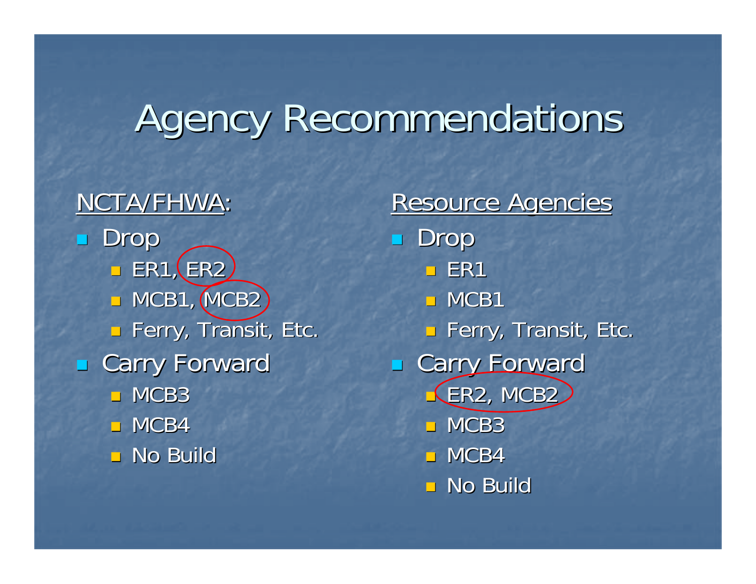# Agency Recommendations

**NCTA/FHWA:**

- Drop
  - ER1, ER2
  - MCB1, MCB2
  - Ferry, Transit, Etc.
- Carry Forward
  - MCB3
  - MCB4
  - No Build

**Resource Agencies**

- Drop
  - ER1
  - MCB1
  - Ferry, Transit, Etc.
- Carry Forward
  - ER2, MCB2
  - MCB3
  - MCB4
  - No Build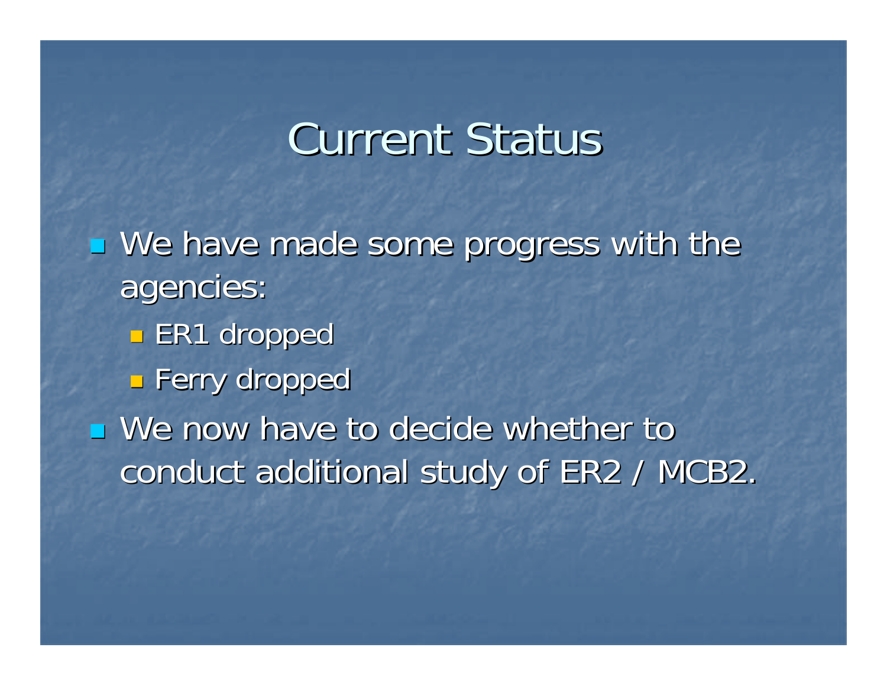# Current Status

- We have made some progress with the agencies:
  - ER1 dropped
  - Ferry dropped
- We now have to decide whether to conduct additional study of ER2 / MCB2.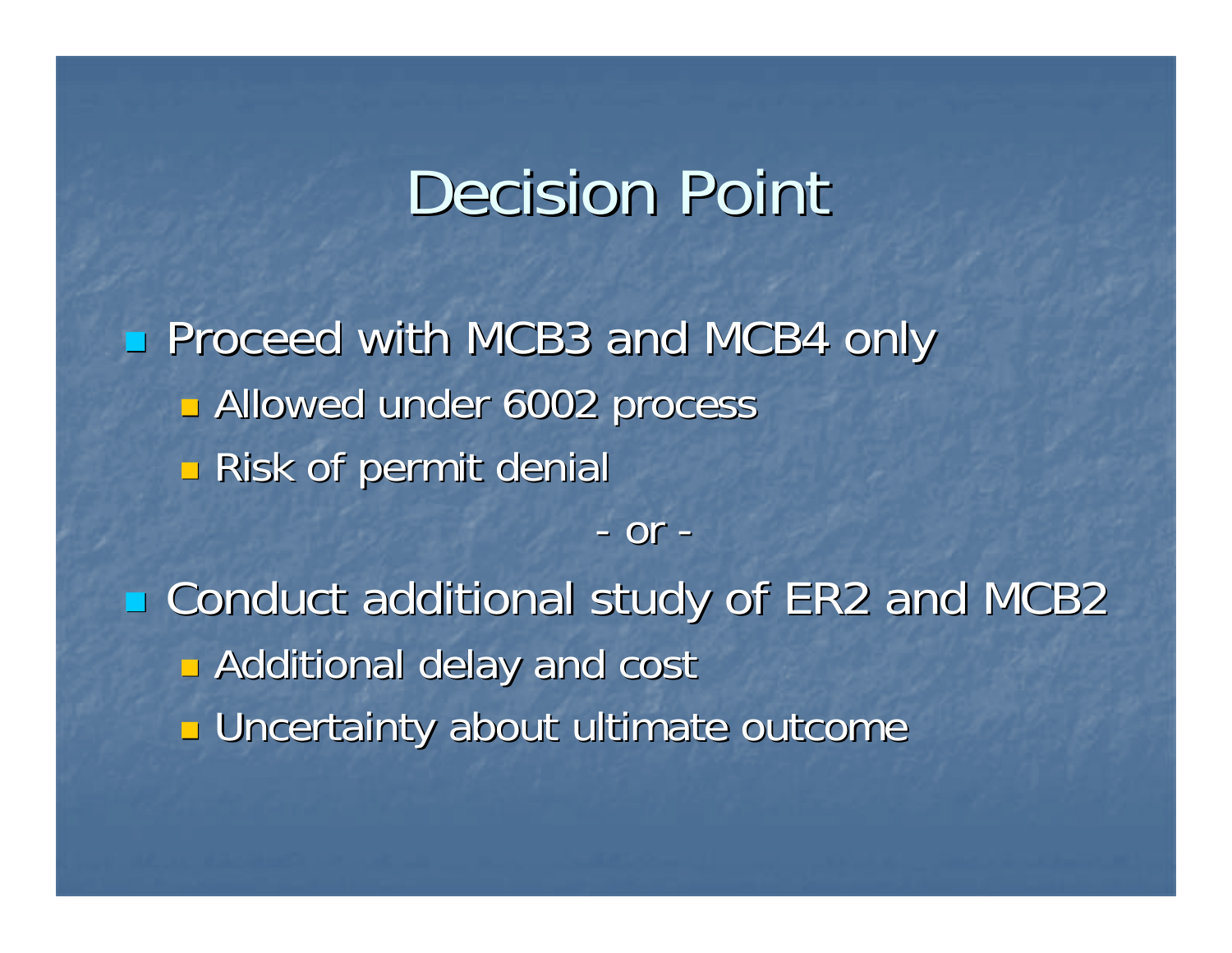# Decision Point

- Proceed with MCB3 and MCB4 only
  - Allowed under 6002 process
  - Risk of permit denial

- or -

- Conduct additional study of ER2 and MCB2
  - Additional delay and cost
  - Uncertainty about ultimate outcome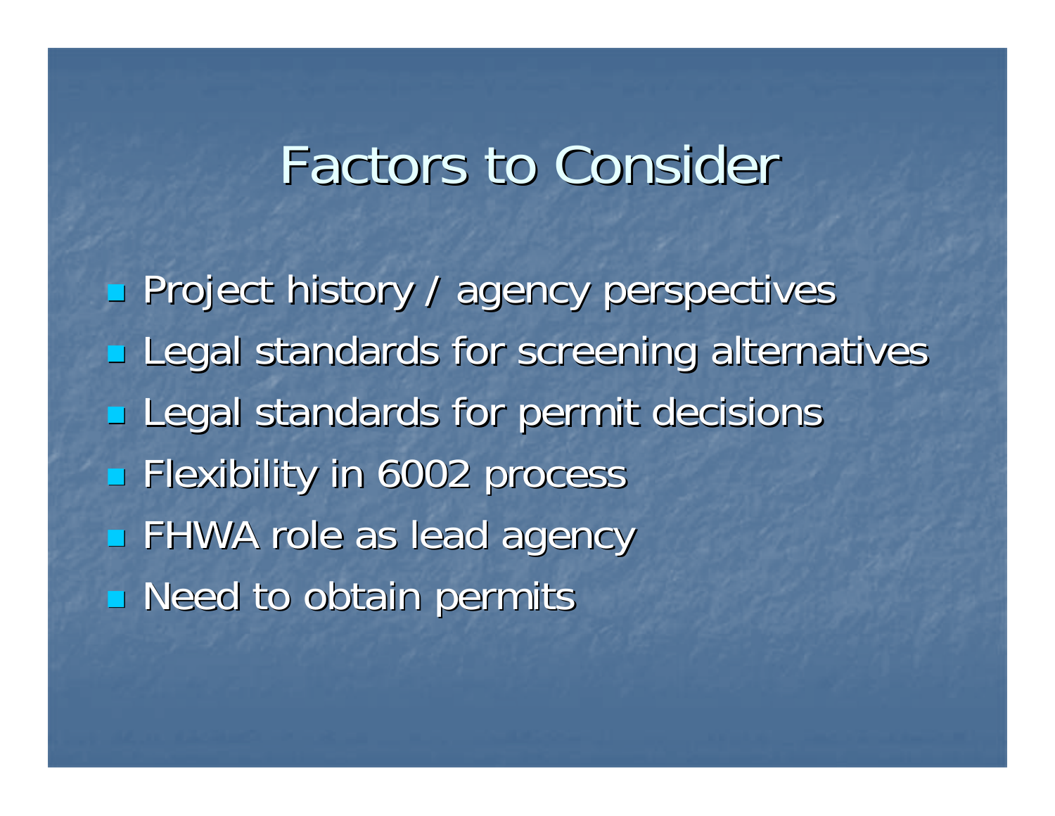# Factors to Consider

- Project history / agency perspectives
- Legal standards for screening alternatives
- Legal standards for permit decisions
- Flexibility in 6002 process
- FHWA role as lead agency
- Need to obtain permits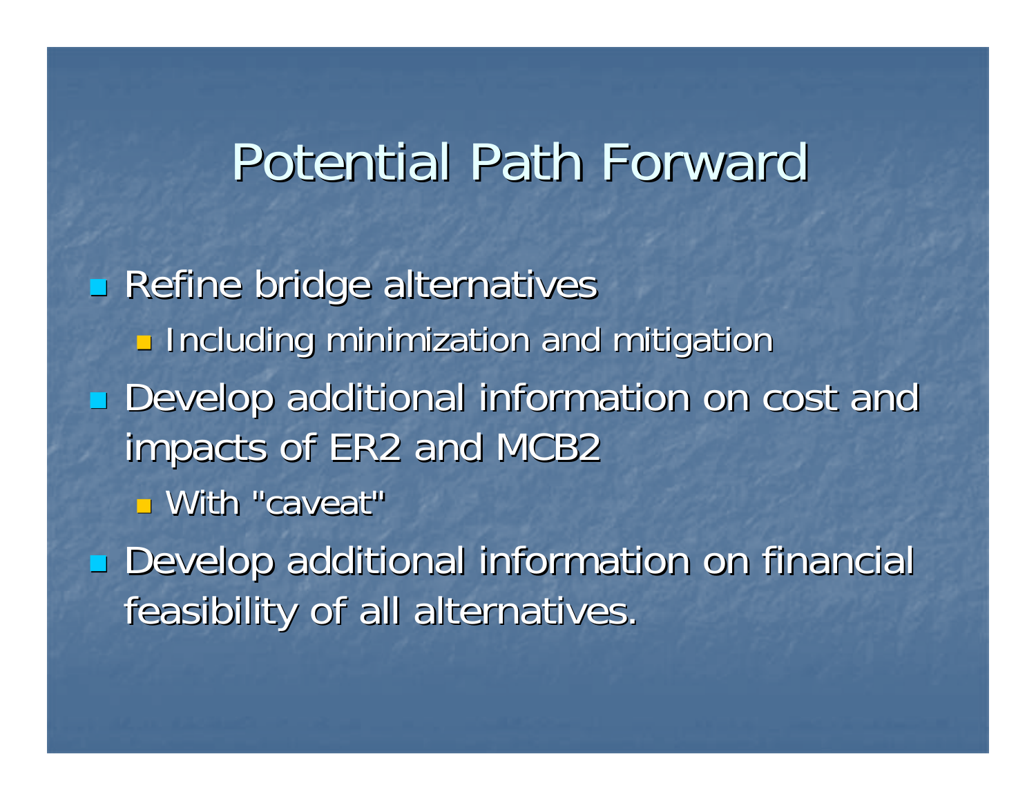# Potential Path Forward

- Refine bridge alternatives
  - Including minimization and mitigation
- Develop additional information on cost and impacts of ER2 and MCB2
  - With "caveat"
- Develop additional information on financial feasibility of all alternatives.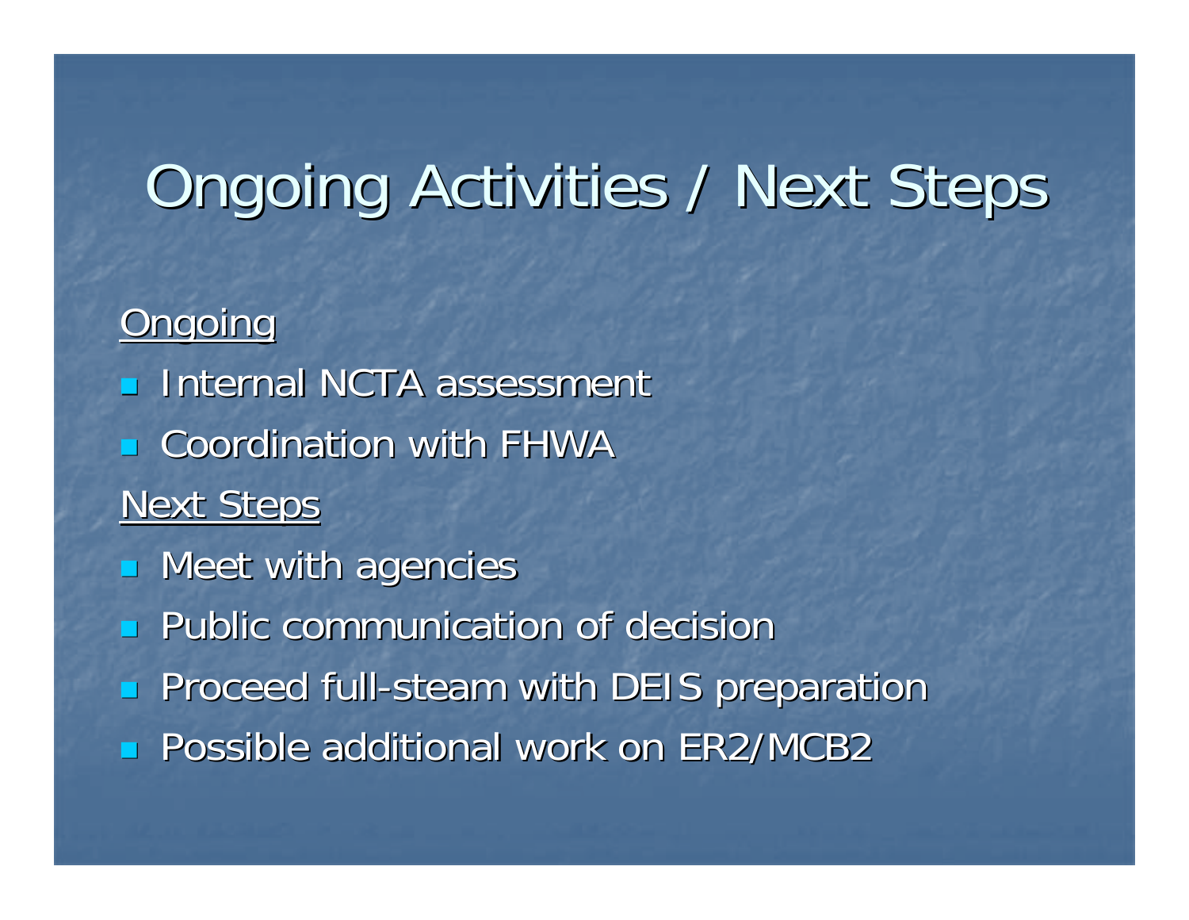# Ongoing Activities / Next Steps

<u>Ongoing</u>

- Internal NCTA assessment
- Coordination with FHWA

<u>Next Steps</u>

- Meet with agencies
- Public communication of decision
- Proceed full-steam with DEIS preparation
- Possible additional work on ER2/MCB2